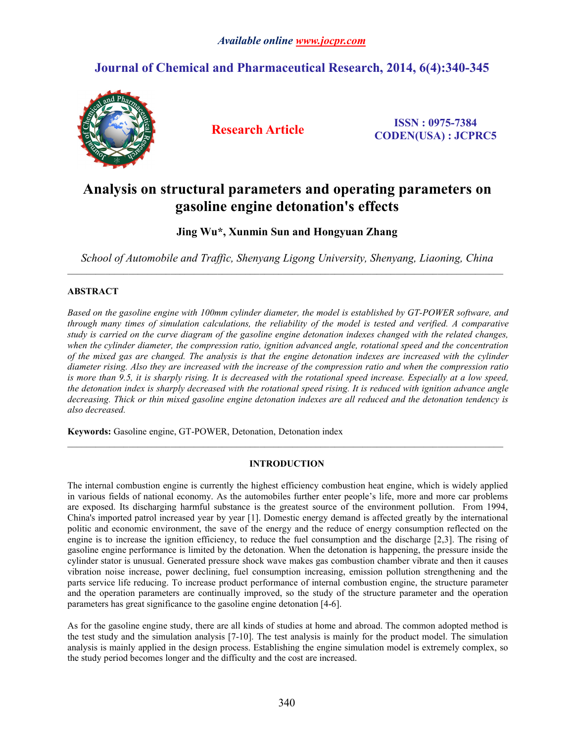# Analysis on structural parameters and operating parameters on gasoline engine detonation's effects

**Jing Wu\*, Xunmin Sun and Hongyuan Zhang**

*School of Automobile and Traffic, Shenyang Ligong University, Shenyang, Liaoning, China*

---

## ABSTRACT

*Based on the gasoline engine with 100mm cylinder diameter, the model is established by GT-POWER software, and through many times of simulation calculations, the reliability of the model is tested and verified. A comparative study is carried on the curve diagram of the gasoline engine detonation indexes changed with the related changes, when the cylinder diameter, the compression ratio, ignition advanced angle, rotational speed and the concentration of the mixed gas are changed. The analysis is that the engine detonation indexes are increased with the cylinder diameter rising. Also they are increased with the increase of the compression ratio and when the compression ratio is more than 9.5, it is sharply rising. It is decreased with the rotational speed increase. Especially at a low speed, the detonation index is sharply decreased with the rotational speed rising. It is reduced with ignition advance angle decreasing. Thick or thin mixed gasoline engine detonation indexes are all reduced and the detonation tendency is also decreased.*

**Keywords:** Gasoline engine, GT-POWER, Detonation, Detonation index

---

## INTRODUCTION

The internal combustion engine is currently the highest efficiency combustion heat engine, which is widely applied in various fields of national economy. As the automobiles further enter people's life, more and more car problems are exposed. Its discharging harmful substance is the greatest source of the environment pollution. From 1994, China's imported patrol increased year by year [1]. Domestic energy demand is affected greatly by the international politic and economic environment, the save of the energy and the reduce of energy consumption reflected on the engine is to increase the ignition efficiency, to reduce the fuel consumption and the discharge [2,3]. The rising of gasoline engine performance is limited by the detonation. When the detonation is happening, the pressure inside the cylinder stator is unusual. Generated pressure shock wave makes gas combustion chamber vibrate and then it causes vibration noise increase, power declining, fuel consumption increasing, emission pollution strengthening and the parts service life reducing. To increase product performance of internal combustion engine, the structure parameter and the operation parameters are continually improved, so the study of the structure parameter and the operation parameters has great significance to the gasoline engine detonation [4-6].

As for the gasoline engine study, there are all kinds of studies at home and abroad. The common adopted method is the test study and the simulation analysis [7-10]. The test analysis is mainly for the product model. The simulation analysis is mainly applied in the design process. Establishing the engine simulation model is extremely complex, so the study period becomes longer and the difficulty and the cost are increased.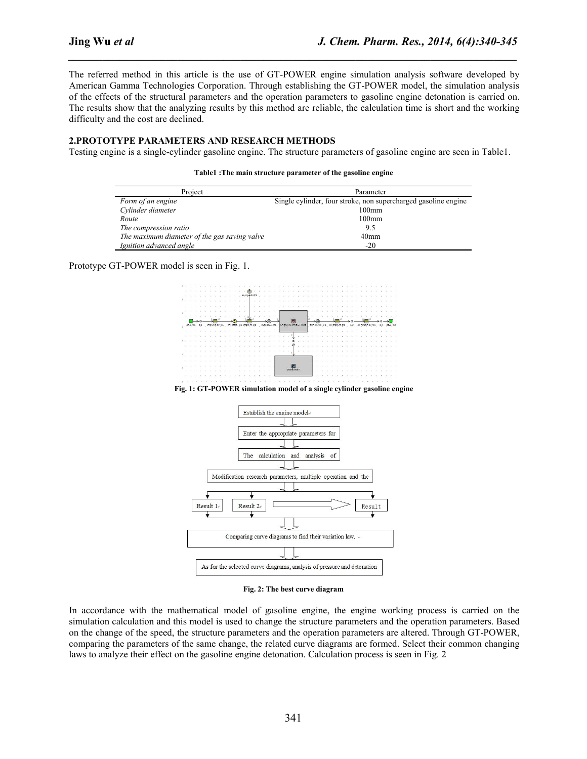The referred method in this article is the use of GT-POWER engine simulation analysis software developed by American Gamma Technologies Corporation. Through establishing the GT-POWER model, the simulation analysis of the effects of the structural parameters and the operation parameters to gasoline engine detonation is carried on. The results show that the analyzing results by this method are reliable, the calculation time is short and the working difficulty and the cost are declined.

## 2.PROTOTYPE PARAMETERS AND RESEARCH METHODS

Testing engine is a single-cylinder gasoline engine. The structure parameters of gasoline engine are seen in Table1.

**Table1 :The main structure parameter of the gasoline engine**

| Project | Parameter |
|---|---|
| *Form of an engine* | Single cylinder, four stroke, non supercharged gasoline engine |
| *Cylinder diameter* | 100mm |
| *Route* | 100mm |
| *The compression ratio* | 9.5 |
| *The maximum diameter of the gas saving valve* | 40mm |
| *Ignition advanced angle* | -20 |

Prototype GT-POWER model is seen in Fig. 1.

**Fig. 1: GT-POWER simulation model of a single cylinder gasoline engine**

Establish the engine model

Enter the appropriate parameters for

The calculation and analysis of

Modification research parameters, multiple operation and the

Result 1 | Result 2 | Result

Comparing curve diagrams to find their variation law.

As for the selected curve diagrams, analysis of pressure and detonation

**Fig. 2: The best curve diagram**

In accordance with the mathematical model of gasoline engine, the engine working process is carried on the simulation calculation and this model is used to change the structure parameters and the operation parameters. Based on the change of the speed, the structure parameters and the operation parameters are altered. Through GT-POWER, comparing the parameters of the same change, the related curve diagrams are formed. Select their common changing laws to analyze their effect on the gasoline engine detonation. Calculation process is seen in Fig. 2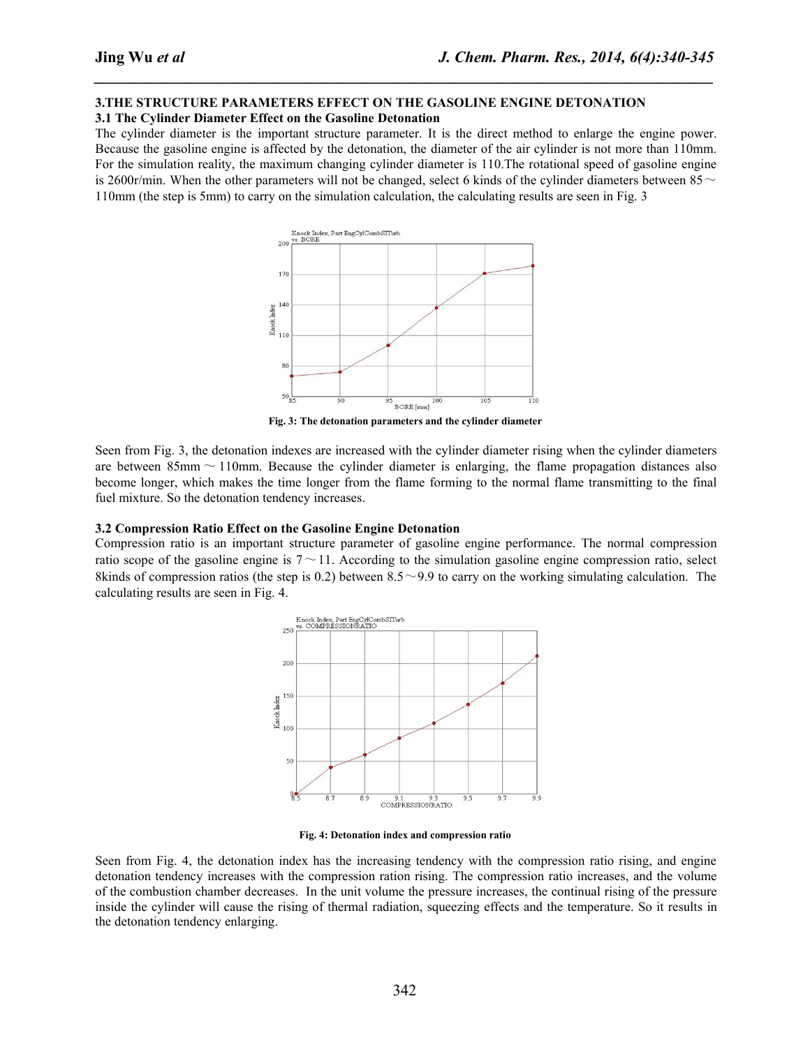## 3.THE STRUCTURE PARAMETERS EFFECT ON THE GASOLINE ENGINE DETONATION

### 3.1 The Cylinder Diameter Effect on the Gasoline Detonation

The cylinder diameter is the important structure parameter. It is the direct method to enlarge the engine power. Because the gasoline engine is affected by the detonation, the diameter of the air cylinder is not more than 110mm. For the simulation reality, the maximum changing cylinder diameter is 110.The rotational speed of gasoline engine is 2600r/min. When the other parameters will not be changed, select 6 kinds of the cylinder diameters between 85～110mm (the step is 5mm) to carry on the simulation calculation, the calculating results are seen in Fig. 3

**Fig. 3: The detonation parameters and the cylinder diameter**

Seen from Fig. 3, the detonation indexes are increased with the cylinder diameter rising when the cylinder diameters are between 85mm～110mm. Because the cylinder diameter is enlarging, the flame propagation distances also become longer, which makes the time longer from the flame forming to the normal flame transmitting to the final fuel mixture. So the detonation tendency increases.

### 3.2 Compression Ratio Effect on the Gasoline Engine Detonation

Compression ratio is an important structure parameter of gasoline engine performance. The normal compression ratio scope of the gasoline engine is 7～11. According to the simulation gasoline engine compression ratio, select 8kinds of compression ratios (the step is 0.2) between 8.5～9.9 to carry on the working simulating calculation. The calculating results are seen in Fig. 4.

**Fig. 4: Detonation index and compression ratio**

Seen from Fig. 4, the detonation index has the increasing tendency with the compression ratio rising, and engine detonation tendency increases with the compression ration rising. The compression ratio increases, and the volume of the combustion chamber decreases. In the unit volume the pressure increases, the continual rising of the pressure inside the cylinder will cause the rising of thermal radiation, squeezing effects and the temperature. So it results in the detonation tendency enlarging.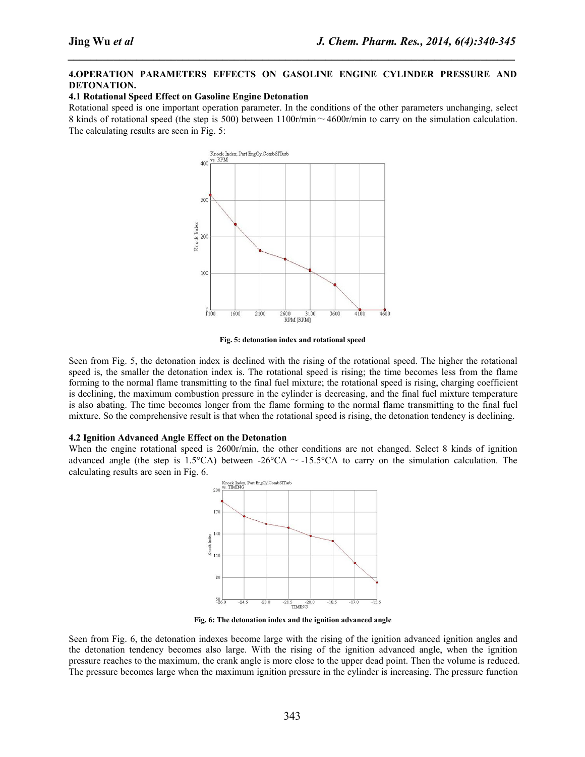## 4.OPERATION PARAMETERS EFFECTS ON GASOLINE ENGINE CYLINDER PRESSURE AND DETONATION.

### 4.1 Rotational Speed Effect on Gasoline Engine Detonation

Rotational speed is one important operation parameter. In the conditions of the other parameters unchanging, select 8 kinds of rotational speed (the step is 500) between 1100r/min～4600r/min to carry on the simulation calculation. The calculating results are seen in Fig. 5:

**Fig. 5: detonation index and rotational speed**

Seen from Fig. 5, the detonation index is declined with the rising of the rotational speed. The higher the rotational speed is, the smaller the detonation index is. The rotational speed is rising; the time becomes less from the flame forming to the normal flame transmitting to the final fuel mixture; the rotational speed is rising, charging coefficient is declining, the maximum combustion pressure in the cylinder is decreasing, and the final fuel mixture temperature is also abating. The time becomes longer from the flame forming to the normal flame transmitting to the final fuel mixture. So the comprehensive result is that when the rotational speed is rising, the detonation tendency is declining.

### 4.2 Ignition Advanced Angle Effect on the Detonation

When the engine rotational speed is 2600r/min, the other conditions are not changed. Select 8 kinds of ignition advanced angle (the step is 1.5°CA) between -26°CA ~ -15.5°CA to carry on the simulation calculation. The calculating results are seen in Fig. 6.

**Fig. 6: The detonation index and the ignition advanced angle**

Seen from Fig. 6, the detonation indexes become large with the rising of the ignition advanced ignition angles and the detonation tendency becomes also large. With the rising of the ignition advanced angle, when the ignition pressure reaches to the maximum, the crank angle is more close to the upper dead point. Then the volume is reduced. The pressure becomes large when the maximum ignition pressure in the cylinder is increasing. The pressure function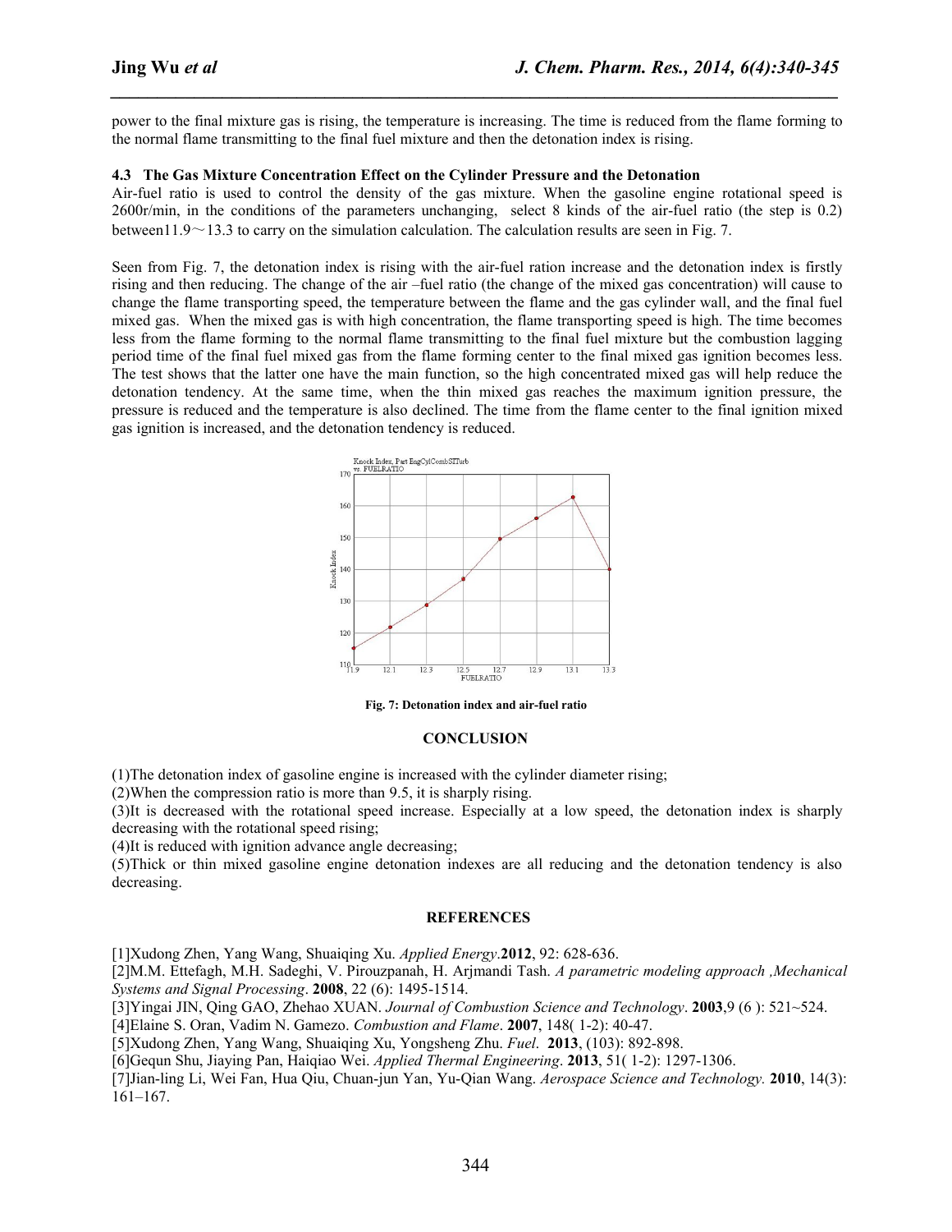power to the final mixture gas is rising, the temperature is increasing. The time is reduced from the flame forming to the normal flame transmitting to the final fuel mixture and then the detonation index is rising.

### 4.3 The Gas Mixture Concentration Effect on the Cylinder Pressure and the Detonation

Air-fuel ratio is used to control the density of the gas mixture. When the gasoline engine rotational speed is 2600r/min, in the conditions of the parameters unchanging, select 8 kinds of the air-fuel ratio (the step is 0.2) between11.9～13.3 to carry on the simulation calculation. The calculation results are seen in Fig. 7.

Seen from Fig. 7, the detonation index is rising with the air-fuel ration increase and the detonation index is firstly rising and then reducing. The change of the air –fuel ratio (the change of the mixed gas concentration) will cause to change the flame transporting speed, the temperature between the flame and the gas cylinder wall, and the final fuel mixed gas. When the mixed gas is with high concentration, the flame transporting speed is high. The time becomes less from the flame forming to the normal flame transmitting to the final fuel mixture but the combustion lagging period time of the final fuel mixed gas from the flame forming center to the final mixed gas ignition becomes less. The test shows that the latter one have the main function, so the high concentrated mixed gas will help reduce the detonation tendency. At the same time, when the thin mixed gas reaches the maximum ignition pressure, the pressure is reduced and the temperature is also declined. The time from the flame center to the final ignition mixed gas ignition is increased, and the detonation tendency is reduced.

**Fig. 7: Detonation index and air-fuel ratio**

## CONCLUSION

(1)The detonation index of gasoline engine is increased with the cylinder diameter rising;
(2)When the compression ratio is more than 9.5, it is sharply rising.
(3)It is decreased with the rotational speed increase. Especially at a low speed, the detonation index is sharply decreasing with the rotational speed rising;
(4)It is reduced with ignition advance angle decreasing;
(5)Thick or thin mixed gasoline engine detonation indexes are all reducing and the detonation tendency is also decreasing.

## REFERENCES

[1]Xudong Zhen, Yang Wang, Shuaiqing Xu. *Applied Energy*.**2012**, 92: 628-636.
[2]M.M. Ettefagh, M.H. Sadeghi, V. Pirouzpanah, H. Arjmandi Tash. *A parametric modeling approach ,Mechanical Systems and Signal Processing*. **2008**, 22 (6): 1495-1514.
[3]Yingai JIN, Qing GAO, Zhehao XUAN. *Journal of Combustion Science and Technology*. **2003**,9 (6 ): 521~524.
[4]Elaine S. Oran, Vadim N. Gamezo. *Combustion and Flame*. **2007**, 148( 1-2): 40-47.
[5]Xudong Zhen, Yang Wang, Shuaiqing Xu, Yongsheng Zhu. *Fuel*. **2013**, (103): 892-898.
[6]Gequn Shu, Jiaying Pan, Haiqiao Wei. *Applied Thermal Engineering*. **2013**, 51( 1-2): 1297-1306.
[7]Jian-ling Li, Wei Fan, Hua Qiu, Chuan-jun Yan, Yu-Qian Wang. *Aerospace Science and Technology.* **2010**, 14(3): 161–167.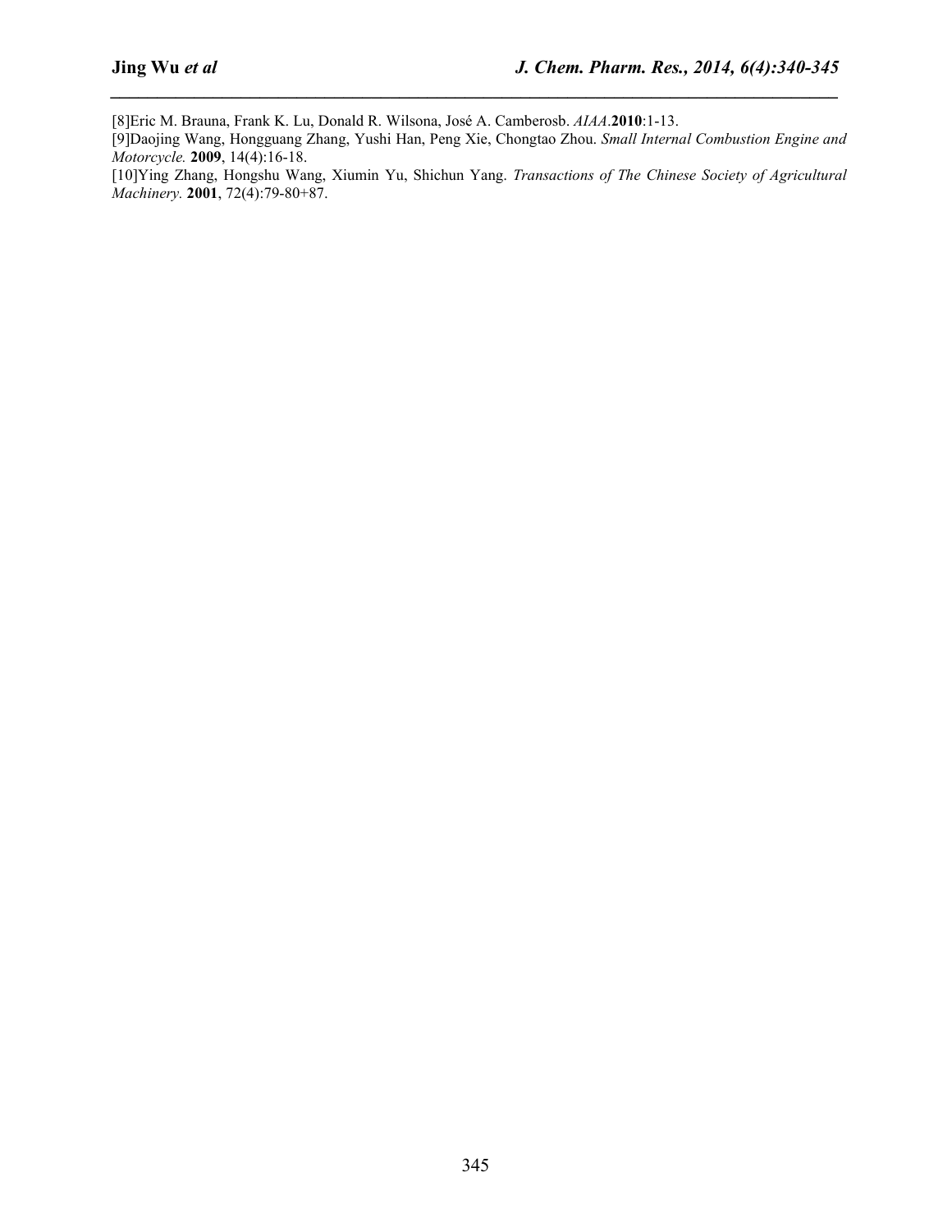[8]Eric M. Brauna, Frank K. Lu, Donald R. Wilsona, José A. Camberosb. *AIAA*.**2010**:1-13.

[9]Daojing Wang, Hongguang Zhang, Yushi Han, Peng Xie, Chongtao Zhou. *Small Internal Combustion Engine and Motorcycle.* **2009**, 14(4):16-18.

[10]Ying Zhang, Hongshu Wang, Xiumin Yu, Shichun Yang. *Transactions of The Chinese Society of Agricultural Machinery.* **2001**, 72(4):79-80+87.